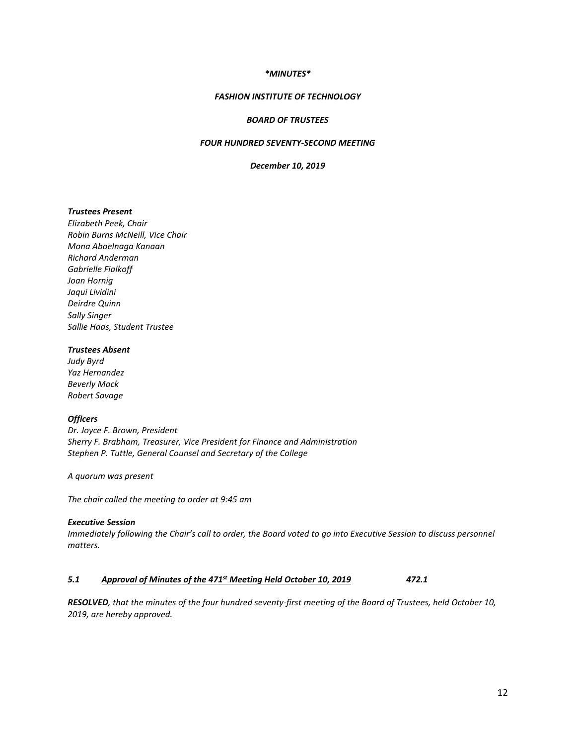*\*MINUTES\**

***FASHION INSTITUTE OF TECHNOLOGY***

***BOARD OF TRUSTEES***

***FOUR HUNDRED SEVENTY-SECOND MEETING***

***December 10, 2019***

***Trustees Present***

*Elizabeth Peek, Chair*
*Robin Burns McNeill, Vice Chair*
*Mona Aboelnaga Kanaan*
*Richard Anderman*
*Gabrielle Fialkoff*
*Joan Hornig*
*Jaqui Lividini*
*Deirdre Quinn*
*Sally Singer*
*Sallie Haas, Student Trustee*

***Trustees Absent***

*Judy Byrd*
*Yaz Hernandez*
*Beverly Mack*
*Robert Savage*

***Officers***

*Dr. Joyce F. Brown, President*
*Sherry F. Brabham, Treasurer, Vice President for Finance and Administration*
*Stephen P. Tuttle, General Counsel and Secretary of the College*

*A quorum was present*

*The chair called the meeting to order at 9:45 am*

***Executive Session***

*Immediately following the Chair's call to order, the Board voted to go into Executive Session to discuss personnel matters.*

***5.1 Approval of Minutes of the 471st Meeting Held October 10, 2019 472.1***

***RESOLVED**, that the minutes of the four hundred seventy-first meeting of the Board of Trustees, held October 10, 2019, are hereby approved.*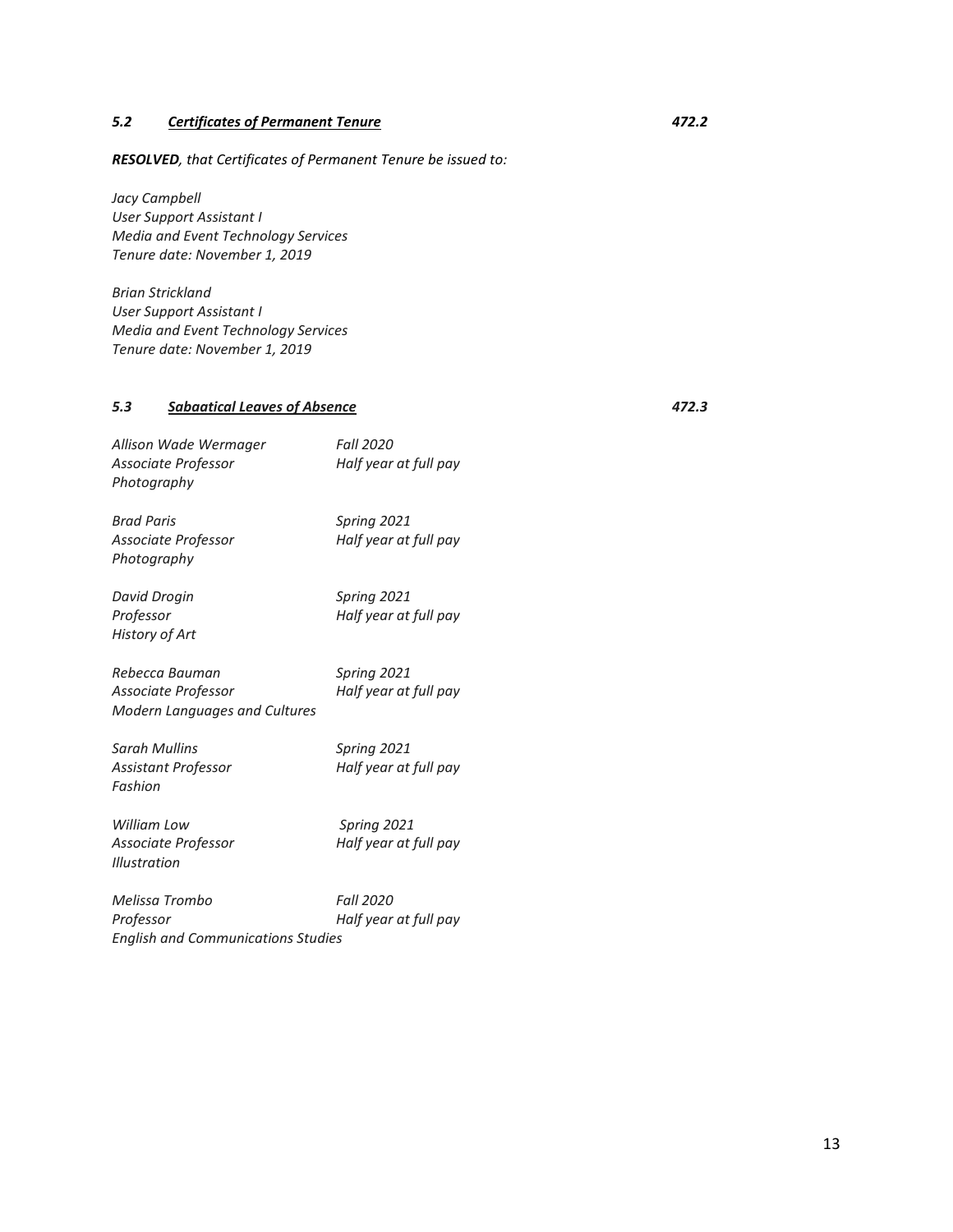### *5.2 Certificates of Permanent Tenure* *472.2*

***RESOLVED**, that Certificates of Permanent Tenure be issued to:*

*Jacy Campbell*
*User Support Assistant I*
*Media and Event Technology Services*
*Tenure date: November 1, 2019*

*Brian Strickland*
*User Support Assistant I*
*Media and Event Technology Services*
*Tenure date: November 1, 2019*

### *5.3 Sabaatical Leaves of Absence* *472.3*

| | |
|---|---|
| *Allison Wade Wermager*<br>*Associate Professor*<br>*Photography* | *Fall 2020*<br>*Half year at full pay* |
| *Brad Paris*<br>*Associate Professor*<br>*Photography* | *Spring 2021*<br>*Half year at full pay* |
| *David Drogin*<br>*Professor*<br>*History of Art* | *Spring 2021*<br>*Half year at full pay* |
| *Rebecca Bauman*<br>*Associate Professor*<br>*Modern Languages and Cultures* | *Spring 2021*<br>*Half year at full pay* |
| *Sarah Mullins*<br>*Assistant Professor*<br>*Fashion* | *Spring 2021*<br>*Half year at full pay* |
| *William Low*<br>*Associate Professor*<br>*Illustration* | *Spring 2021*<br>*Half year at full pay* |
| *Melissa Trombo*<br>*Professor*<br>*English and Communications Studies* | *Fall 2020*<br>*Half year at full pay* |